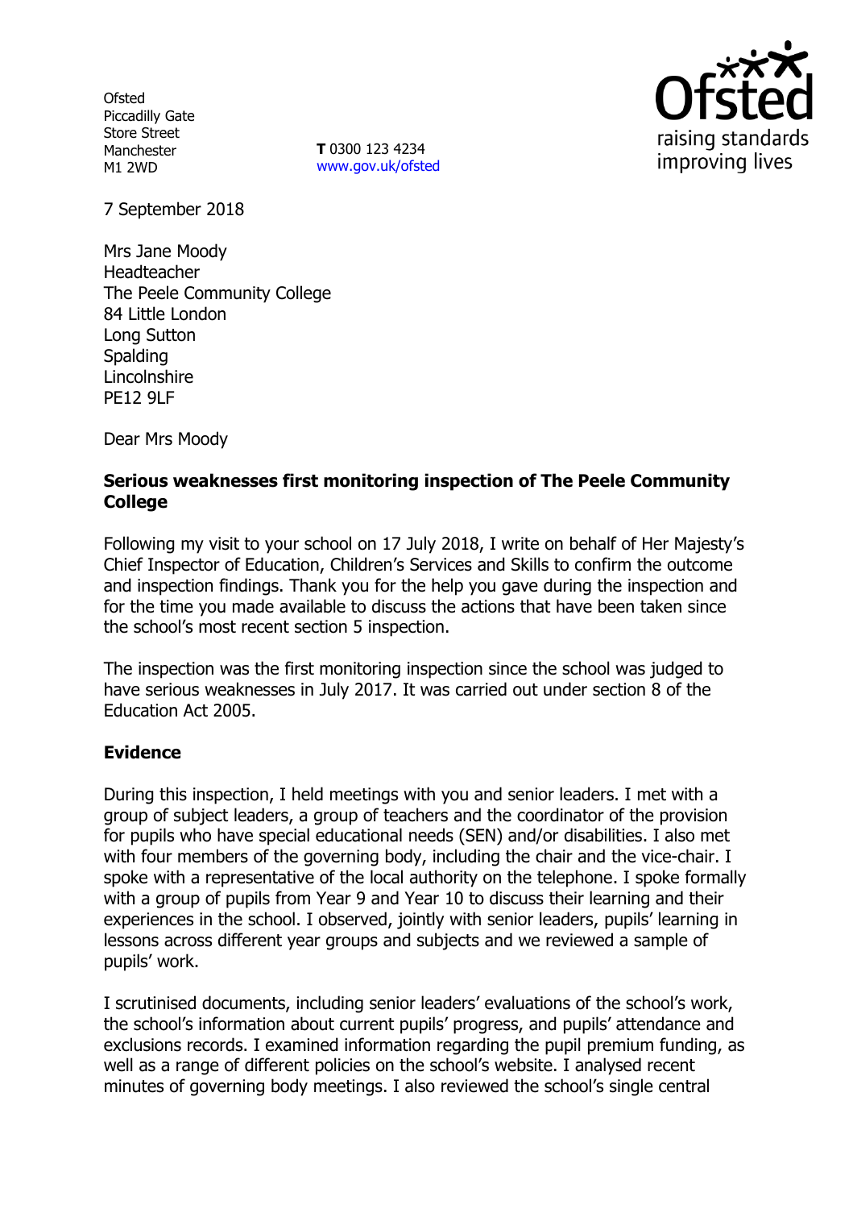Ofsted
Piccadilly Gate
Store Street
Manchester
M1 2WD

**T** 0300 123 4234
www.gov.uk/ofsted

7 September 2018

Mrs Jane Moody
Headteacher
The Peele Community College
84 Little London
Long Sutton
Spalding
Lincolnshire
PE12 9LF

Dear Mrs Moody

**Serious weaknesses first monitoring inspection of The Peele Community College**

Following my visit to your school on 17 July 2018, I write on behalf of Her Majesty's Chief Inspector of Education, Children's Services and Skills to confirm the outcome and inspection findings. Thank you for the help you gave during the inspection and for the time you made available to discuss the actions that have been taken since the school's most recent section 5 inspection.

The inspection was the first monitoring inspection since the school was judged to have serious weaknesses in July 2017. It was carried out under section 8 of the Education Act 2005.

**Evidence**

During this inspection, I held meetings with you and senior leaders. I met with a group of subject leaders, a group of teachers and the coordinator of the provision for pupils who have special educational needs (SEN) and/or disabilities. I also met with four members of the governing body, including the chair and the vice-chair. I spoke with a representative of the local authority on the telephone. I spoke formally with a group of pupils from Year 9 and Year 10 to discuss their learning and their experiences in the school. I observed, jointly with senior leaders, pupils' learning in lessons across different year groups and subjects and we reviewed a sample of pupils' work.

I scrutinised documents, including senior leaders' evaluations of the school's work, the school's information about current pupils' progress, and pupils' attendance and exclusions records. I examined information regarding the pupil premium funding, as well as a range of different policies on the school's website. I analysed recent minutes of governing body meetings. I also reviewed the school's single central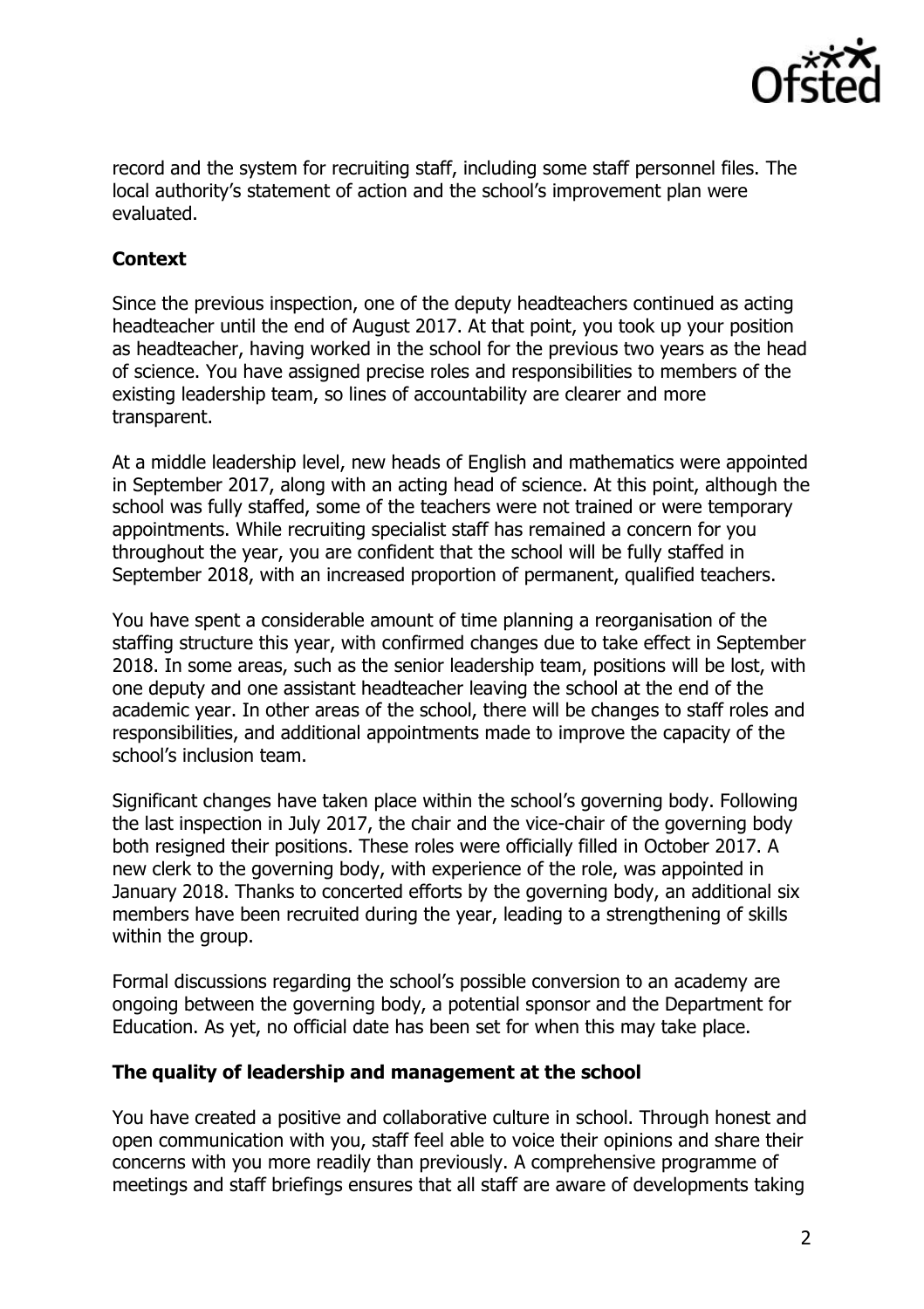record and the system for recruiting staff, including some staff personnel files. The local authority's statement of action and the school's improvement plan were evaluated.

## Context

Since the previous inspection, one of the deputy headteachers continued as acting headteacher until the end of August 2017. At that point, you took up your position as headteacher, having worked in the school for the previous two years as the head of science. You have assigned precise roles and responsibilities to members of the existing leadership team, so lines of accountability are clearer and more transparent.

At a middle leadership level, new heads of English and mathematics were appointed in September 2017, along with an acting head of science. At this point, although the school was fully staffed, some of the teachers were not trained or were temporary appointments. While recruiting specialist staff has remained a concern for you throughout the year, you are confident that the school will be fully staffed in September 2018, with an increased proportion of permanent, qualified teachers.

You have spent a considerable amount of time planning a reorganisation of the staffing structure this year, with confirmed changes due to take effect in September 2018. In some areas, such as the senior leadership team, positions will be lost, with one deputy and one assistant headteacher leaving the school at the end of the academic year. In other areas of the school, there will be changes to staff roles and responsibilities, and additional appointments made to improve the capacity of the school's inclusion team.

Significant changes have taken place within the school's governing body. Following the last inspection in July 2017, the chair and the vice-chair of the governing body both resigned their positions. These roles were officially filled in October 2017. A new clerk to the governing body, with experience of the role, was appointed in January 2018. Thanks to concerted efforts by the governing body, an additional six members have been recruited during the year, leading to a strengthening of skills within the group.

Formal discussions regarding the school's possible conversion to an academy are ongoing between the governing body, a potential sponsor and the Department for Education. As yet, no official date has been set for when this may take place.

## The quality of leadership and management at the school

You have created a positive and collaborative culture in school. Through honest and open communication with you, staff feel able to voice their opinions and share their concerns with you more readily than previously. A comprehensive programme of meetings and staff briefings ensures that all staff are aware of developments taking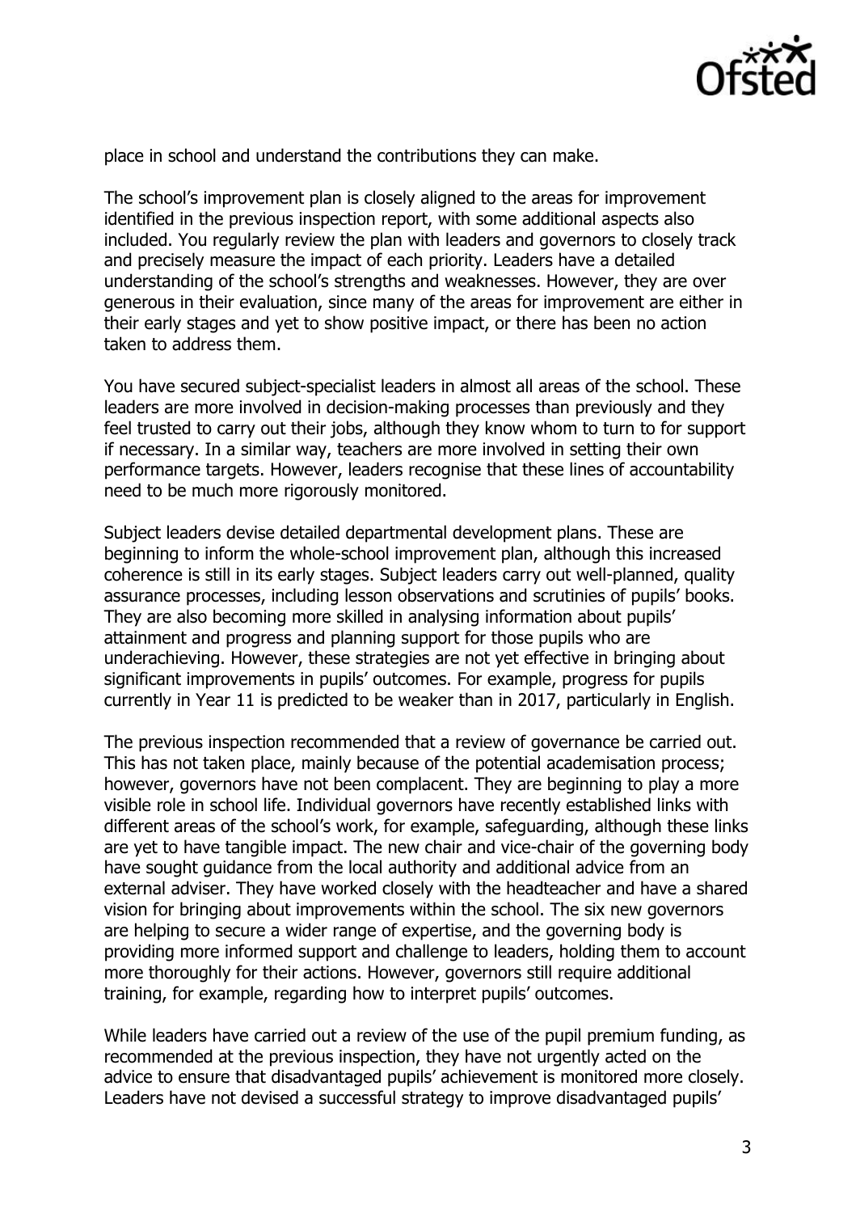place in school and understand the contributions they can make.

The school's improvement plan is closely aligned to the areas for improvement identified in the previous inspection report, with some additional aspects also included. You regularly review the plan with leaders and governors to closely track and precisely measure the impact of each priority. Leaders have a detailed understanding of the school's strengths and weaknesses. However, they are over generous in their evaluation, since many of the areas for improvement are either in their early stages and yet to show positive impact, or there has been no action taken to address them.

You have secured subject-specialist leaders in almost all areas of the school. These leaders are more involved in decision-making processes than previously and they feel trusted to carry out their jobs, although they know whom to turn to for support if necessary. In a similar way, teachers are more involved in setting their own performance targets. However, leaders recognise that these lines of accountability need to be much more rigorously monitored.

Subject leaders devise detailed departmental development plans. These are beginning to inform the whole-school improvement plan, although this increased coherence is still in its early stages. Subject leaders carry out well-planned, quality assurance processes, including lesson observations and scrutinies of pupils' books. They are also becoming more skilled in analysing information about pupils' attainment and progress and planning support for those pupils who are underachieving. However, these strategies are not yet effective in bringing about significant improvements in pupils' outcomes. For example, progress for pupils currently in Year 11 is predicted to be weaker than in 2017, particularly in English.

The previous inspection recommended that a review of governance be carried out. This has not taken place, mainly because of the potential academisation process; however, governors have not been complacent. They are beginning to play a more visible role in school life. Individual governors have recently established links with different areas of the school's work, for example, safeguarding, although these links are yet to have tangible impact. The new chair and vice-chair of the governing body have sought guidance from the local authority and additional advice from an external adviser. They have worked closely with the headteacher and have a shared vision for bringing about improvements within the school. The six new governors are helping to secure a wider range of expertise, and the governing body is providing more informed support and challenge to leaders, holding them to account more thoroughly for their actions. However, governors still require additional training, for example, regarding how to interpret pupils' outcomes.

While leaders have carried out a review of the use of the pupil premium funding, as recommended at the previous inspection, they have not urgently acted on the advice to ensure that disadvantaged pupils' achievement is monitored more closely. Leaders have not devised a successful strategy to improve disadvantaged pupils'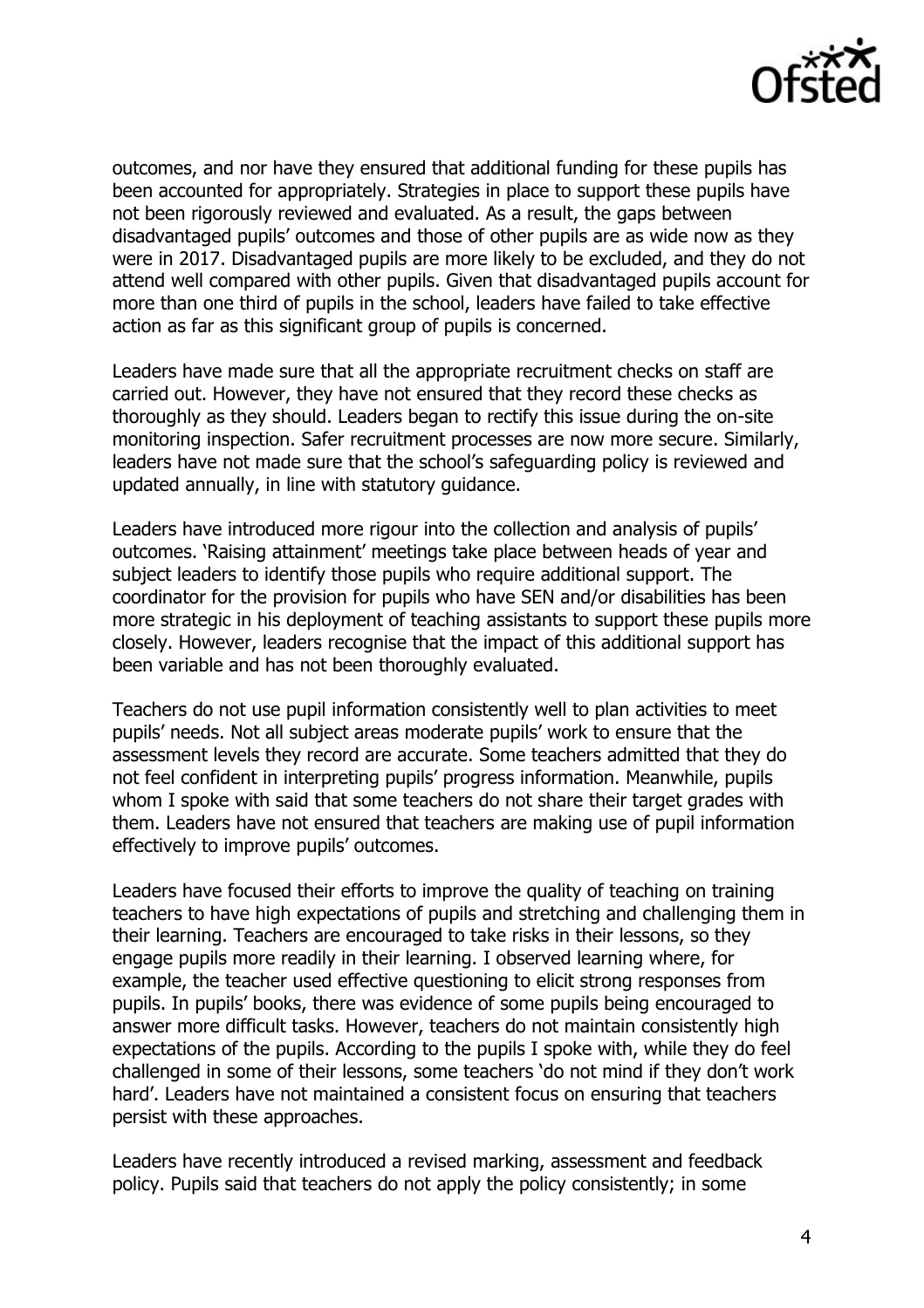outcomes, and nor have they ensured that additional funding for these pupils has been accounted for appropriately. Strategies in place to support these pupils have not been rigorously reviewed and evaluated. As a result, the gaps between disadvantaged pupils' outcomes and those of other pupils are as wide now as they were in 2017. Disadvantaged pupils are more likely to be excluded, and they do not attend well compared with other pupils. Given that disadvantaged pupils account for more than one third of pupils in the school, leaders have failed to take effective action as far as this significant group of pupils is concerned.

Leaders have made sure that all the appropriate recruitment checks on staff are carried out. However, they have not ensured that they record these checks as thoroughly as they should. Leaders began to rectify this issue during the on-site monitoring inspection. Safer recruitment processes are now more secure. Similarly, leaders have not made sure that the school's safeguarding policy is reviewed and updated annually, in line with statutory guidance.

Leaders have introduced more rigour into the collection and analysis of pupils' outcomes. 'Raising attainment' meetings take place between heads of year and subject leaders to identify those pupils who require additional support. The coordinator for the provision for pupils who have SEN and/or disabilities has been more strategic in his deployment of teaching assistants to support these pupils more closely. However, leaders recognise that the impact of this additional support has been variable and has not been thoroughly evaluated.

Teachers do not use pupil information consistently well to plan activities to meet pupils' needs. Not all subject areas moderate pupils' work to ensure that the assessment levels they record are accurate. Some teachers admitted that they do not feel confident in interpreting pupils' progress information. Meanwhile, pupils whom I spoke with said that some teachers do not share their target grades with them. Leaders have not ensured that teachers are making use of pupil information effectively to improve pupils' outcomes.

Leaders have focused their efforts to improve the quality of teaching on training teachers to have high expectations of pupils and stretching and challenging them in their learning. Teachers are encouraged to take risks in their lessons, so they engage pupils more readily in their learning. I observed learning where, for example, the teacher used effective questioning to elicit strong responses from pupils. In pupils' books, there was evidence of some pupils being encouraged to answer more difficult tasks. However, teachers do not maintain consistently high expectations of the pupils. According to the pupils I spoke with, while they do feel challenged in some of their lessons, some teachers 'do not mind if they don't work hard'. Leaders have not maintained a consistent focus on ensuring that teachers persist with these approaches.

Leaders have recently introduced a revised marking, assessment and feedback policy. Pupils said that teachers do not apply the policy consistently; in some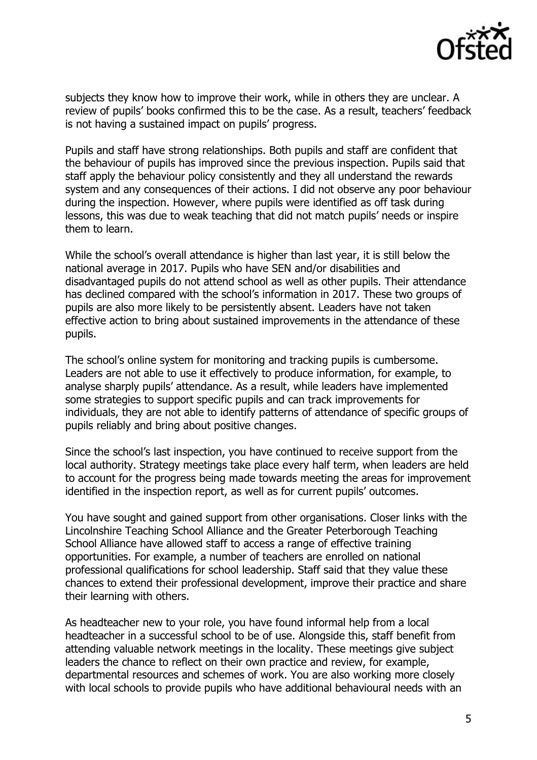subjects they know how to improve their work, while in others they are unclear. A review of pupils' books confirmed this to be the case. As a result, teachers' feedback is not having a sustained impact on pupils' progress.

Pupils and staff have strong relationships. Both pupils and staff are confident that the behaviour of pupils has improved since the previous inspection. Pupils said that staff apply the behaviour policy consistently and they all understand the rewards system and any consequences of their actions. I did not observe any poor behaviour during the inspection. However, where pupils were identified as off task during lessons, this was due to weak teaching that did not match pupils' needs or inspire them to learn.

While the school's overall attendance is higher than last year, it is still below the national average in 2017. Pupils who have SEN and/or disabilities and disadvantaged pupils do not attend school as well as other pupils. Their attendance has declined compared with the school's information in 2017. These two groups of pupils are also more likely to be persistently absent. Leaders have not taken effective action to bring about sustained improvements in the attendance of these pupils.

The school's online system for monitoring and tracking pupils is cumbersome. Leaders are not able to use it effectively to produce information, for example, to analyse sharply pupils' attendance. As a result, while leaders have implemented some strategies to support specific pupils and can track improvements for individuals, they are not able to identify patterns of attendance of specific groups of pupils reliably and bring about positive changes.

Since the school's last inspection, you have continued to receive support from the local authority. Strategy meetings take place every half term, when leaders are held to account for the progress being made towards meeting the areas for improvement identified in the inspection report, as well as for current pupils' outcomes.

You have sought and gained support from other organisations. Closer links with the Lincolnshire Teaching School Alliance and the Greater Peterborough Teaching School Alliance have allowed staff to access a range of effective training opportunities. For example, a number of teachers are enrolled on national professional qualifications for school leadership. Staff said that they value these chances to extend their professional development, improve their practice and share their learning with others.

As headteacher new to your role, you have found informal help from a local headteacher in a successful school to be of use. Alongside this, staff benefit from attending valuable network meetings in the locality. These meetings give subject leaders the chance to reflect on their own practice and review, for example, departmental resources and schemes of work. You are also working more closely with local schools to provide pupils who have additional behavioural needs with an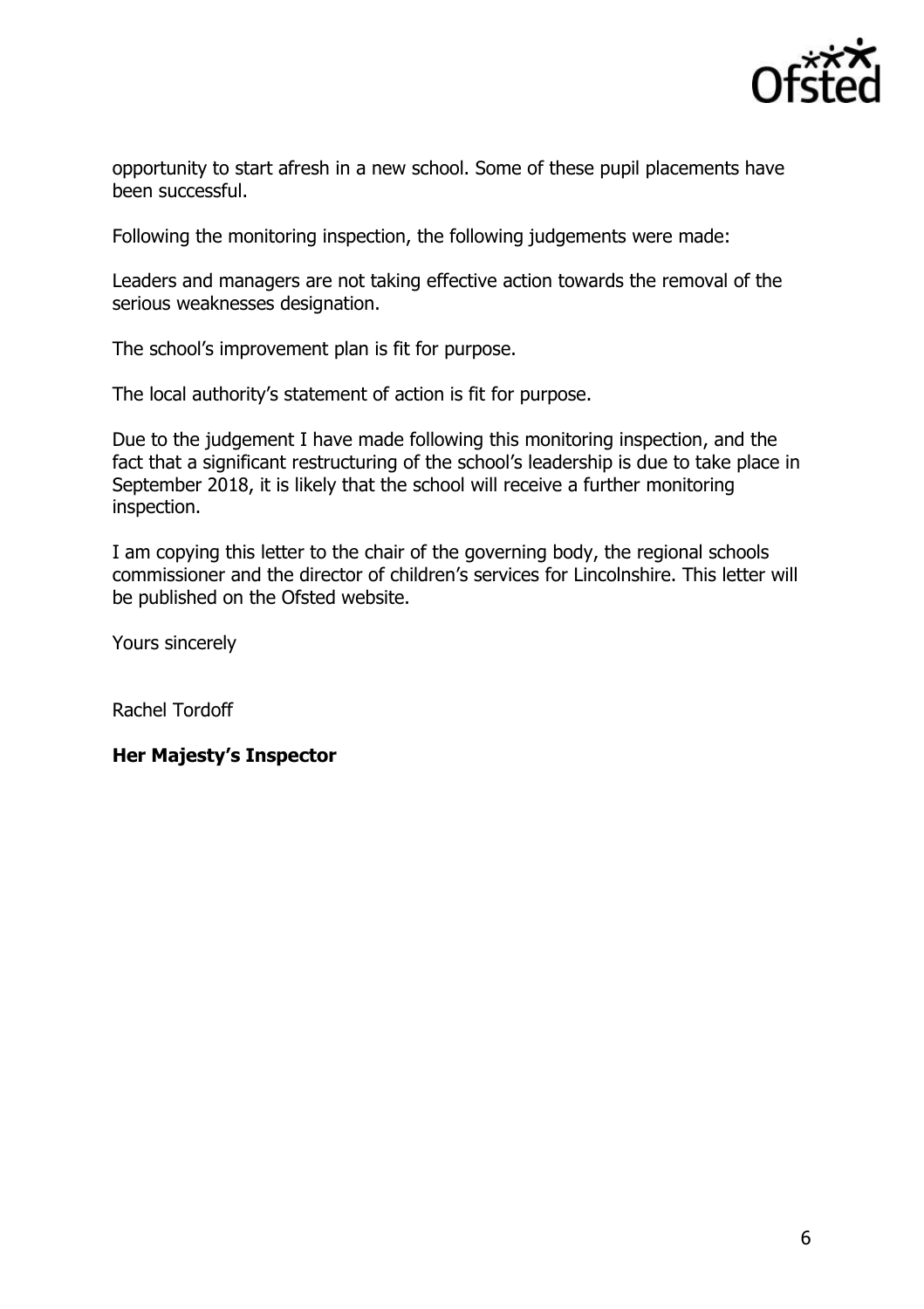opportunity to start afresh in a new school. Some of these pupil placements have been successful.

Following the monitoring inspection, the following judgements were made:

Leaders and managers are not taking effective action towards the removal of the serious weaknesses designation.

The school's improvement plan is fit for purpose.

The local authority's statement of action is fit for purpose.

Due to the judgement I have made following this monitoring inspection, and the fact that a significant restructuring of the school's leadership is due to take place in September 2018, it is likely that the school will receive a further monitoring inspection.

I am copying this letter to the chair of the governing body, the regional schools commissioner and the director of children's services for Lincolnshire. This letter will be published on the Ofsted website.

Yours sincerely

Rachel Tordoff

**Her Majesty's Inspector**